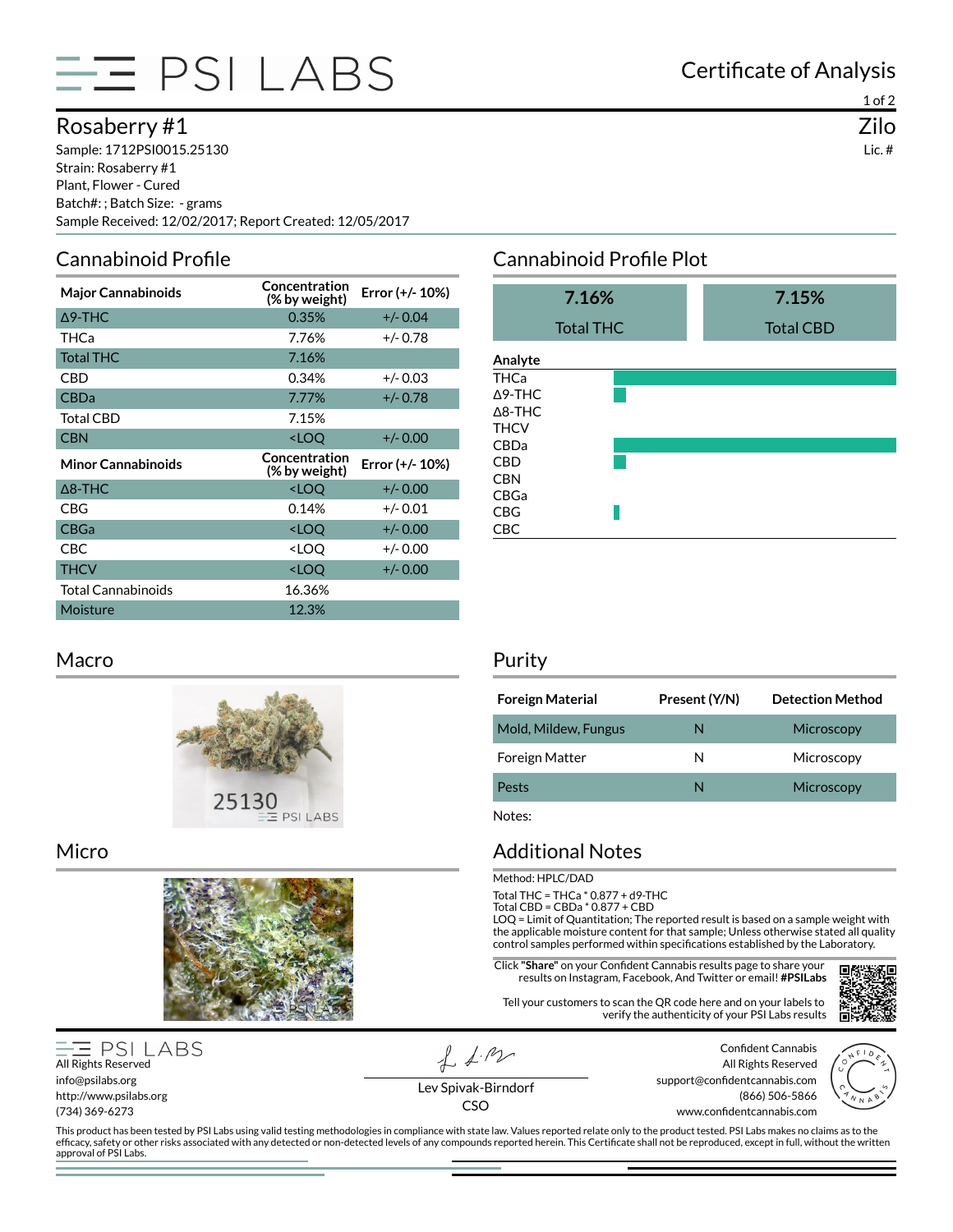# PSI LABS

## Certificate of Analysis

# Rosaberry #1

**Zilo**
Lic. #

Sample: 1712PSI0015.25130
Strain: Rosaberry #1
Plant, Flower - Cured
Batch#: ; Batch Size: - grams
Sample Received: 12/02/2017; Report Created: 12/05/2017

## Cannabinoid Profile

| Major Cannabinoids | Concentration (% by weight) | Error (+/- 10%) |
|---|---|---|
| Δ9-THC | 0.35% | +/- 0.04 |
| THCa | 7.76% | +/- 0.78 |
| Total THC | 7.16% | |
| CBD | 0.34% | +/- 0.03 |
| CBDa | 7.77% | +/- 0.78 |
| Total CBD | 7.15% | |
| CBN | <LOQ | +/- 0.00 |
| **Minor Cannabinoids** | **Concentration (% by weight)** | **Error (+/- 10%)** |
| Δ8-THC | <LOQ | +/- 0.00 |
| CBG | 0.14% | +/- 0.01 |
| CBGa | <LOQ | +/- 0.00 |
| CBC | <LOQ | +/- 0.00 |
| THCV | <LOQ | +/- 0.00 |
| Total Cannabinoids | 16.36% | |
| Moisture | 12.3% | |

## Cannabinoid Profile Plot

| 7.16% | 7.15% |
|---|---|
| Total THC | Total CBD |

**Analyte**
THCa
Δ9-THC
Δ8-THC
THCV
CBDa
CBD
CBN
CBGa
CBG
CBC

## Macro

## Micro

## Purity

| Foreign Material | Present (Y/N) | Detection Method |
|---|---|---|
| Mold, Mildew, Fungus | N | Microscopy |
| Foreign Matter | N | Microscopy |
| Pests | N | Microscopy |

Notes:

## Additional Notes

Method: HPLC/DAD

Total THC = THCa * 0.877 + d9-THC
Total CBD = CBDa * 0.877 + CBD
LOQ = Limit of Quantitation; The reported result is based on a sample weight with the applicable moisture content for that sample; Unless otherwise stated all quality control samples performed within specifications established by the Laboratory.

Click **"Share"** on your Confident Cannabis results page to share your results on Instagram, Facebook, And Twitter or email! **#PSILabs**

Tell your customers to scan the QR code here and on your labels to verify the authenticity of your PSI Labs results

PSI LABS
All Rights Reserved
info@psilabs.org
http://www.psilabs.org
(734) 369-6273

Lev Spivak-Birndorf
CSO

Confident Cannabis
All Rights Reserved
support@confidentcannabis.com
(866) 506-5866
www.confidentcannabis.com

This product has been tested by PSI Labs using valid testing methodologies in compliance with state law. Values reported relate only to the product tested. PSI Labs makes no claims as to the efficacy, safety or other risks associated with any detected or non-detected levels of any compounds reported herein. This Certificate shall not be reproduced, except in full, without the written approval of PSI Labs.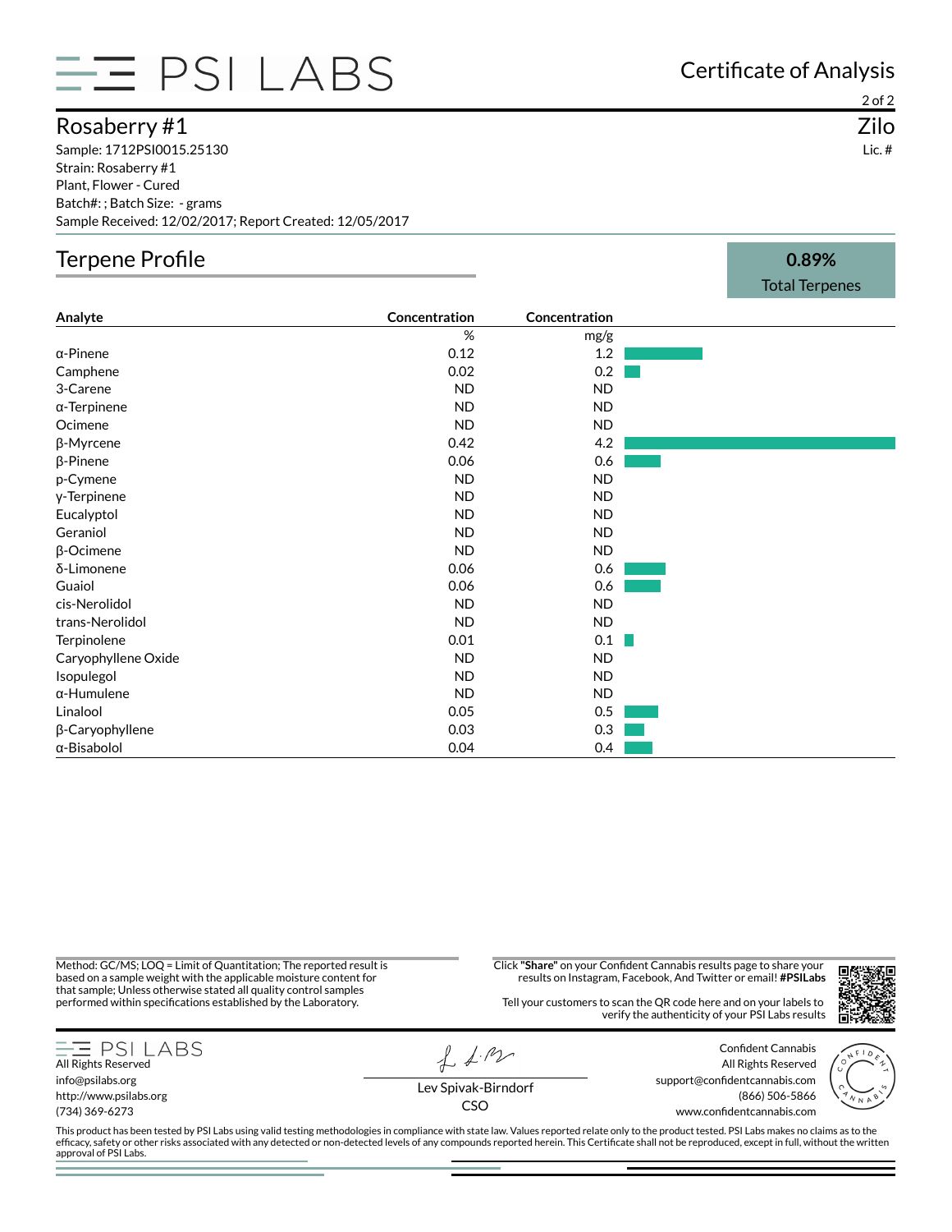# PSI LABS

Certificate of Analysis

## Rosaberry #1

Zilo

Lic. #

Sample: 1712PSI0015.25130
Strain: Rosaberry #1
Plant, Flower - Cured
Batch#: ; Batch Size: - grams
Sample Received: 12/02/2017; Report Created: 12/05/2017

## Terpene Profile

**0.89%**
Total Terpenes

| Analyte | Concentration | Concentration |
|---|---|---|
| | % | mg/g |
| α-Pinene | 0.12 | 1.2 |
| Camphene | 0.02 | 0.2 |
| 3-Carene | ND | ND |
| α-Terpinene | ND | ND |
| Ocimene | ND | ND |
| β-Myrcene | 0.42 | 4.2 |
| β-Pinene | 0.06 | 0.6 |
| p-Cymene | ND | ND |
| γ-Terpinene | ND | ND |
| Eucalyptol | ND | ND |
| Geraniol | ND | ND |
| β-Ocimene | ND | ND |
| δ-Limonene | 0.06 | 0.6 |
| Guaiol | 0.06 | 0.6 |
| cis-Nerolidol | ND | ND |
| trans-Nerolidol | ND | ND |
| Terpinolene | 0.01 | 0.1 |
| Caryophyllene Oxide | ND | ND |
| Isopulegol | ND | ND |
| α-Humulene | ND | ND |
| Linalool | 0.05 | 0.5 |
| β-Caryophyllene | 0.03 | 0.3 |
| α-Bisabolol | 0.04 | 0.4 |

Method: GC/MS; LOQ = Limit of Quantitation; The reported result is based on a sample weight with the applicable moisture content for that sample; Unless otherwise stated all quality control samples performed within specifications established by the Laboratory.

Click **"Share"** on your Confident Cannabis results page to share your results on Instagram, Facebook, And Twitter or email! **#PSILabs**

Tell your customers to scan the QR code here and on your labels to verify the authenticity of your PSI Labs results

PSI LABS
All Rights Reserved
info@psilabs.org
http://www.psilabs.org
(734) 369-6273

Lev Spivak-Birndorf
CSO

Confident Cannabis
All Rights Reserved
support@confidentcannabis.com
(866) 506-5866
www.confidentcannabis.com

This product has been tested by PSI Labs using valid testing methodologies in compliance with state law. Values reported relate only to the product tested. PSI Labs makes no claims as to the efficacy, safety or other risks associated with any detected or non-detected levels of any compounds reported herein. This Certificate shall not be reproduced, except in full, without the written approval of PSI Labs.